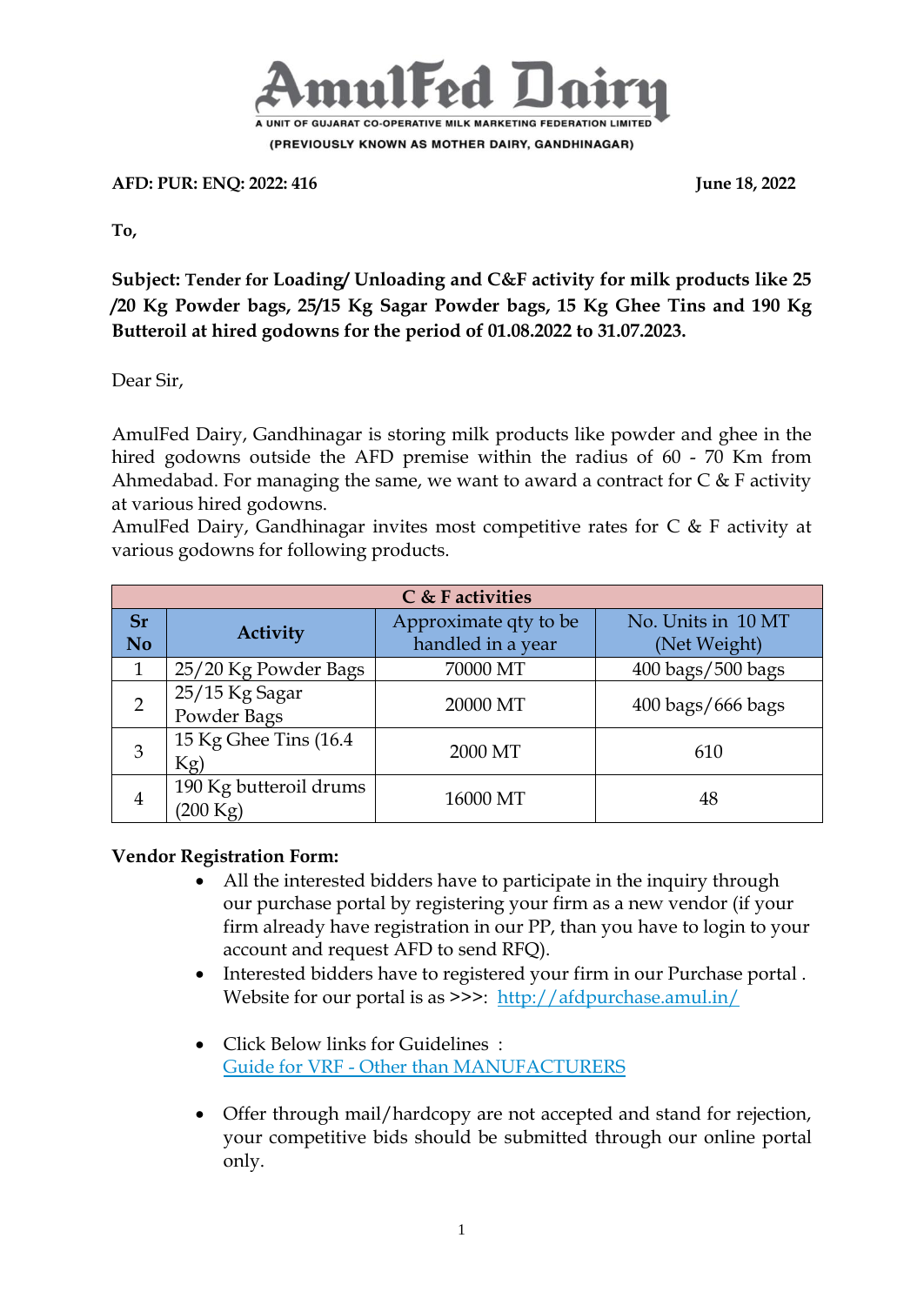# AmulFed Dairy

A UNIT OF GUJARAT CO-OPERATIVE MILK MARKETING FEDERATION LIMITED

(PREVIOUSLY KNOWN AS MOTHER DAIRY, GANDHINAGAR)

**AFD: PUR: ENQ: 2022: 416** **June 18, 2022**

**To,**

**Subject: Tender for Loading/ Unloading and C&F activity for milk products like 25 /20 Kg Powder bags, 25/15 Kg Sagar Powder bags, 15 Kg Ghee Tins and 190 Kg Butteroil at hired godowns for the period of 01.08.2022 to 31.07.2023.**

Dear Sir,

AmulFed Dairy, Gandhinagar is storing milk products like powder and ghee in the hired godowns outside the AFD premise within the radius of 60 - 70 Km from Ahmedabad. For managing the same, we want to award a contract for C & F activity at various hired godowns.

AmulFed Dairy, Gandhinagar invites most competitive rates for C & F activity at various godowns for following products.

| **C & F activities** | | | |
|---|---|---|---|
| **Sr No** | **Activity** | Approximate qty to be handled in a year | No. Units in 10 MT (Net Weight) |
| 1 | 25/20 Kg Powder Bags | 70000 MT | 400 bags/500 bags |
| 2 | 25/15 Kg Sagar Powder Bags | 20000 MT | 400 bags/666 bags |
| 3 | 15 Kg Ghee Tins (16.4 Kg) | 2000 MT | 610 |
| 4 | 190 Kg butteroil drums (200 Kg) | 16000 MT | 48 |

**Vendor Registration Form:**

- All the interested bidders have to participate in the inquiry through our purchase portal by registering your firm as a new vendor (if your firm already have registration in our PP, than you have to login to your account and request AFD to send RFQ).
- Interested bidders have to registered your firm in our Purchase portal . Website for our portal is as >>>: http://afdpurchase.amul.in/
- Click Below links for Guidelines :
  Guide for VRF - Other than MANUFACTURERS
- Offer through mail/hardcopy are not accepted and stand for rejection, your competitive bids should be submitted through our online portal only.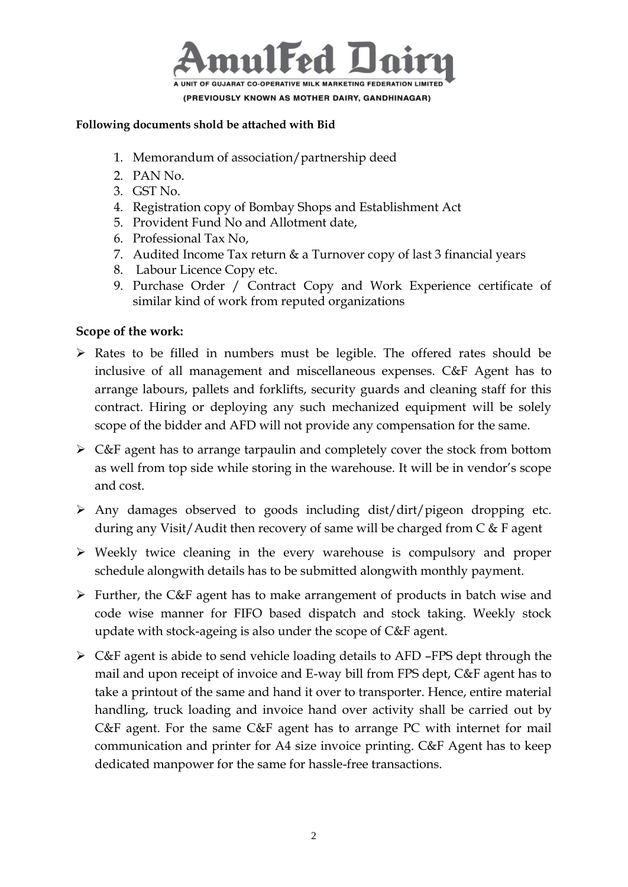**Following documents shold be attached with Bid**

1. Memorandum of association/partnership deed
2. PAN No.
3. GST No.
4. Registration copy of Bombay Shops and Establishment Act
5. Provident Fund No and Allotment date,
6. Professional Tax No,
7. Audited Income Tax return & a Turnover copy of last 3 financial years
8. Labour Licence Copy etc.
9. Purchase Order / Contract Copy and Work Experience certificate of similar kind of work from reputed organizations

**Scope of the work:**

- Rates to be filled in numbers must be legible. The offered rates should be inclusive of all management and miscellaneous expenses. C&F Agent has to arrange labours, pallets and forklifts, security guards and cleaning staff for this contract. Hiring or deploying any such mechanized equipment will be solely scope of the bidder and AFD will not provide any compensation for the same.
- C&F agent has to arrange tarpaulin and completely cover the stock from bottom as well from top side while storing in the warehouse. It will be in vendor's scope and cost.
- Any damages observed to goods including dist/dirt/pigeon dropping etc. during any Visit/Audit then recovery of same will be charged from C & F agent
- Weekly twice cleaning in the every warehouse is compulsory and proper schedule alongwith details has to be submitted alongwith monthly payment.
- Further, the C&F agent has to make arrangement of products in batch wise and code wise manner for FIFO based dispatch and stock taking. Weekly stock update with stock-ageing is also under the scope of C&F agent.
- C&F agent is abide to send vehicle loading details to AFD –FPS dept through the mail and upon receipt of invoice and E-way bill from FPS dept, C&F agent has to take a printout of the same and hand it over to transporter. Hence, entire material handling, truck loading and invoice hand over activity shall be carried out by C&F agent. For the same C&F agent has to arrange PC with internet for mail communication and printer for A4 size invoice printing. C&F Agent has to keep dedicated manpower for the same for hassle-free transactions.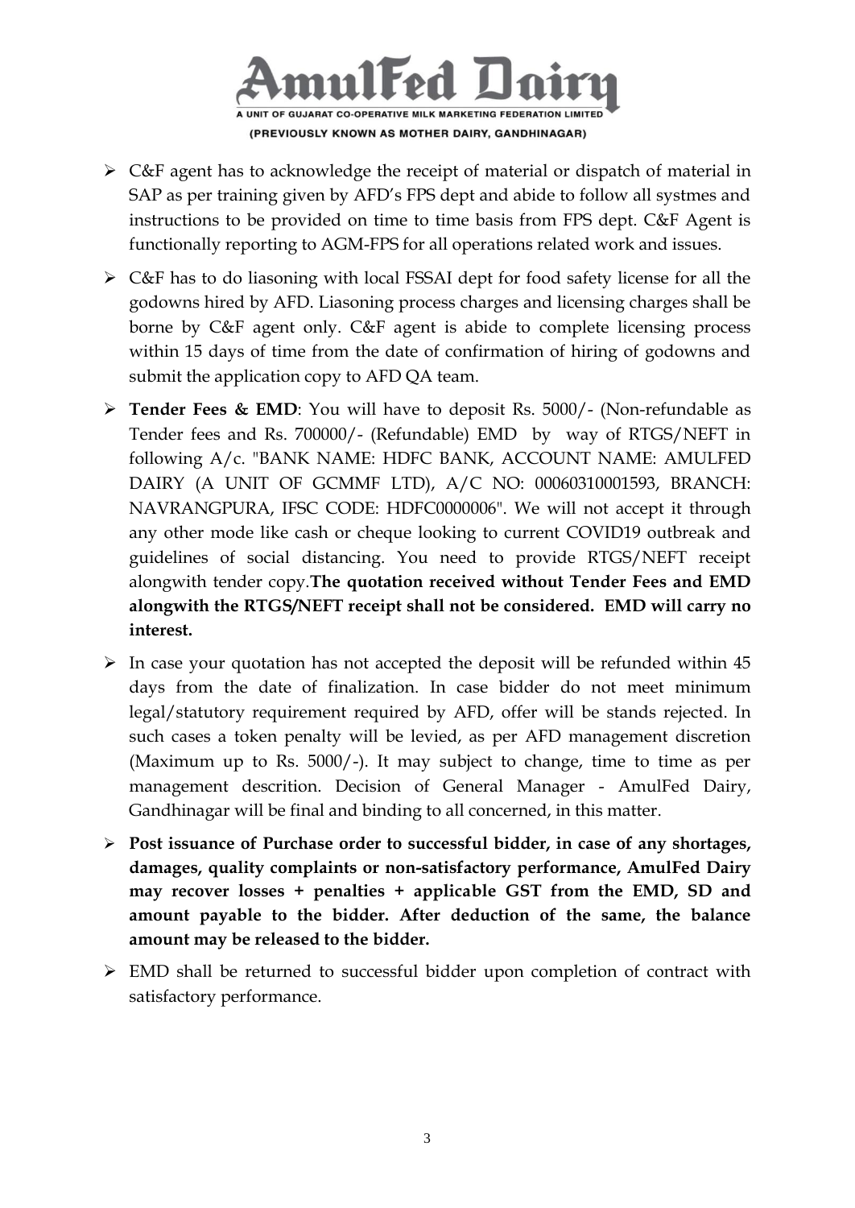- C&F agent has to acknowledge the receipt of material or dispatch of material in SAP as per training given by AFD's FPS dept and abide to follow all systmes and instructions to be provided on time to time basis from FPS dept. C&F Agent is functionally reporting to AGM-FPS for all operations related work and issues.
- C&F has to do liasoning with local FSSAI dept for food safety license for all the godowns hired by AFD. Liasoning process charges and licensing charges shall be borne by C&F agent only. C&F agent is abide to complete licensing process within 15 days of time from the date of confirmation of hiring of godowns and submit the application copy to AFD QA team.
- **Tender Fees & EMD**: You will have to deposit Rs. 5000/- (Non-refundable as Tender fees and Rs. 700000/- (Refundable) EMD by way of RTGS/NEFT in following A/c. "BANK NAME: HDFC BANK, ACCOUNT NAME: AMULFED DAIRY (A UNIT OF GCMMF LTD), A/C NO: 00060310001593, BRANCH: NAVRANGPURA, IFSC CODE: HDFC0000006". We will not accept it through any other mode like cash or cheque looking to current COVID19 outbreak and guidelines of social distancing. You need to provide RTGS/NEFT receipt alongwith tender copy.**The quotation received without Tender Fees and EMD alongwith the RTGS/NEFT receipt shall not be considered. EMD will carry no interest.**
- In case your quotation has not accepted the deposit will be refunded within 45 days from the date of finalization. In case bidder do not meet minimum legal/statutory requirement required by AFD, offer will be stands rejected. In such cases a token penalty will be levied, as per AFD management discretion (Maximum up to Rs. 5000/-). It may subject to change, time to time as per management descrition. Decision of General Manager - AmulFed Dairy, Gandhinagar will be final and binding to all concerned, in this matter.
- **Post issuance of Purchase order to successful bidder, in case of any shortages, damages, quality complaints or non-satisfactory performance, AmulFed Dairy may recover losses + penalties + applicable GST from the EMD, SD and amount payable to the bidder. After deduction of the same, the balance amount may be released to the bidder.**
- EMD shall be returned to successful bidder upon completion of contract with satisfactory performance.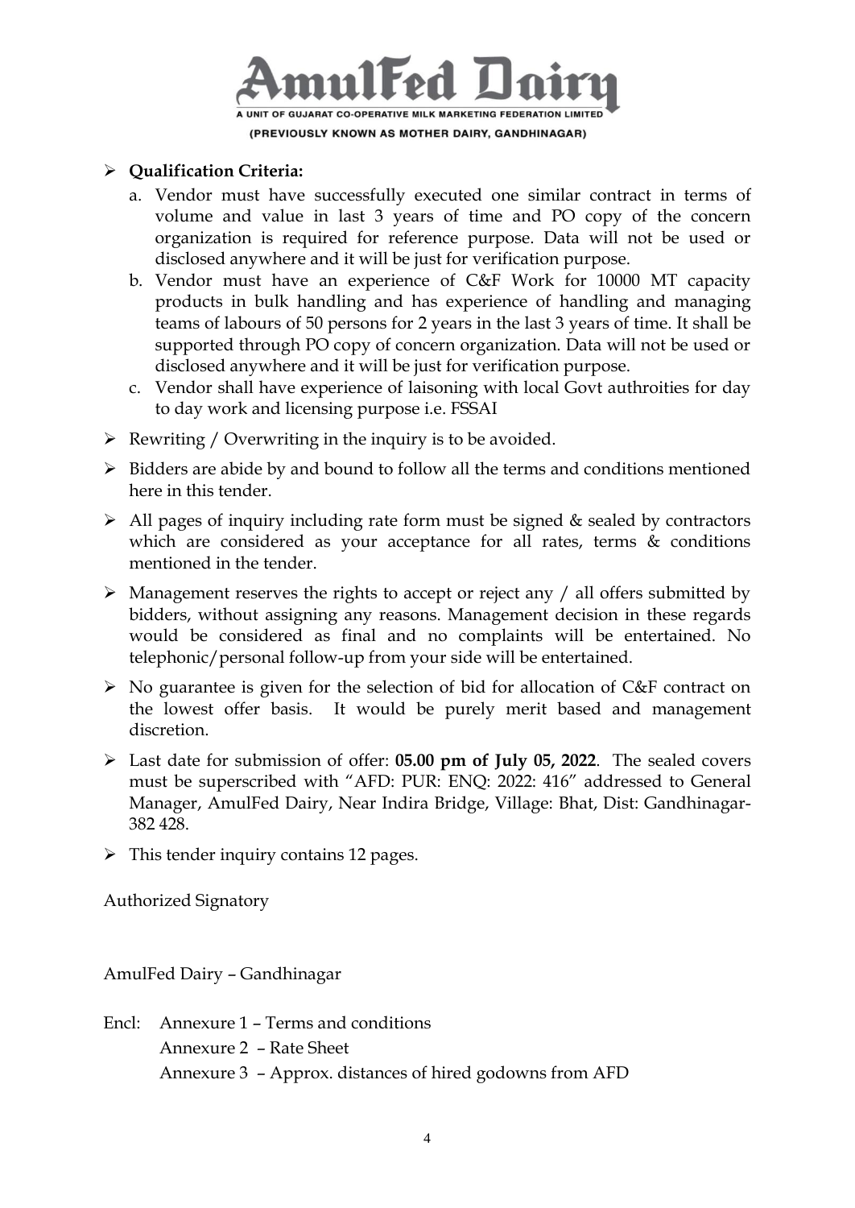- **Qualification Criteria:**
  a. Vendor must have successfully executed one similar contract in terms of volume and value in last 3 years of time and PO copy of the concern organization is required for reference purpose. Data will not be used or disclosed anywhere and it will be just for verification purpose.
  b. Vendor must have an experience of C&F Work for 10000 MT capacity products in bulk handling and has experience of handling and managing teams of labours of 50 persons for 2 years in the last 3 years of time. It shall be supported through PO copy of concern organization. Data will not be used or disclosed anywhere and it will be just for verification purpose.
  c. Vendor shall have experience of laisoning with local Govt authroities for day to day work and licensing purpose i.e. FSSAI
- Rewriting / Overwriting in the inquiry is to be avoided.
- Bidders are abide by and bound to follow all the terms and conditions mentioned here in this tender.
- All pages of inquiry including rate form must be signed & sealed by contractors which are considered as your acceptance for all rates, terms & conditions mentioned in the tender.
- Management reserves the rights to accept or reject any / all offers submitted by bidders, without assigning any reasons. Management decision in these regards would be considered as final and no complaints will be entertained. No telephonic/personal follow-up from your side will be entertained.
- No guarantee is given for the selection of bid for allocation of C&F contract on the lowest offer basis. It would be purely merit based and management discretion.
- Last date for submission of offer: **05.00 pm of July 05, 2022**. The sealed covers must be superscribed with "AFD: PUR: ENQ: 2022: 416" addressed to General Manager, AmulFed Dairy, Near Indira Bridge, Village: Bhat, Dist: Gandhinagar-382 428.
- This tender inquiry contains 12 pages.

Authorized Signatory

AmulFed Dairy – Gandhinagar

Encl: Annexure 1 – Terms and conditions
Annexure 2 – Rate Sheet
Annexure 3 – Approx. distances of hired godowns from AFD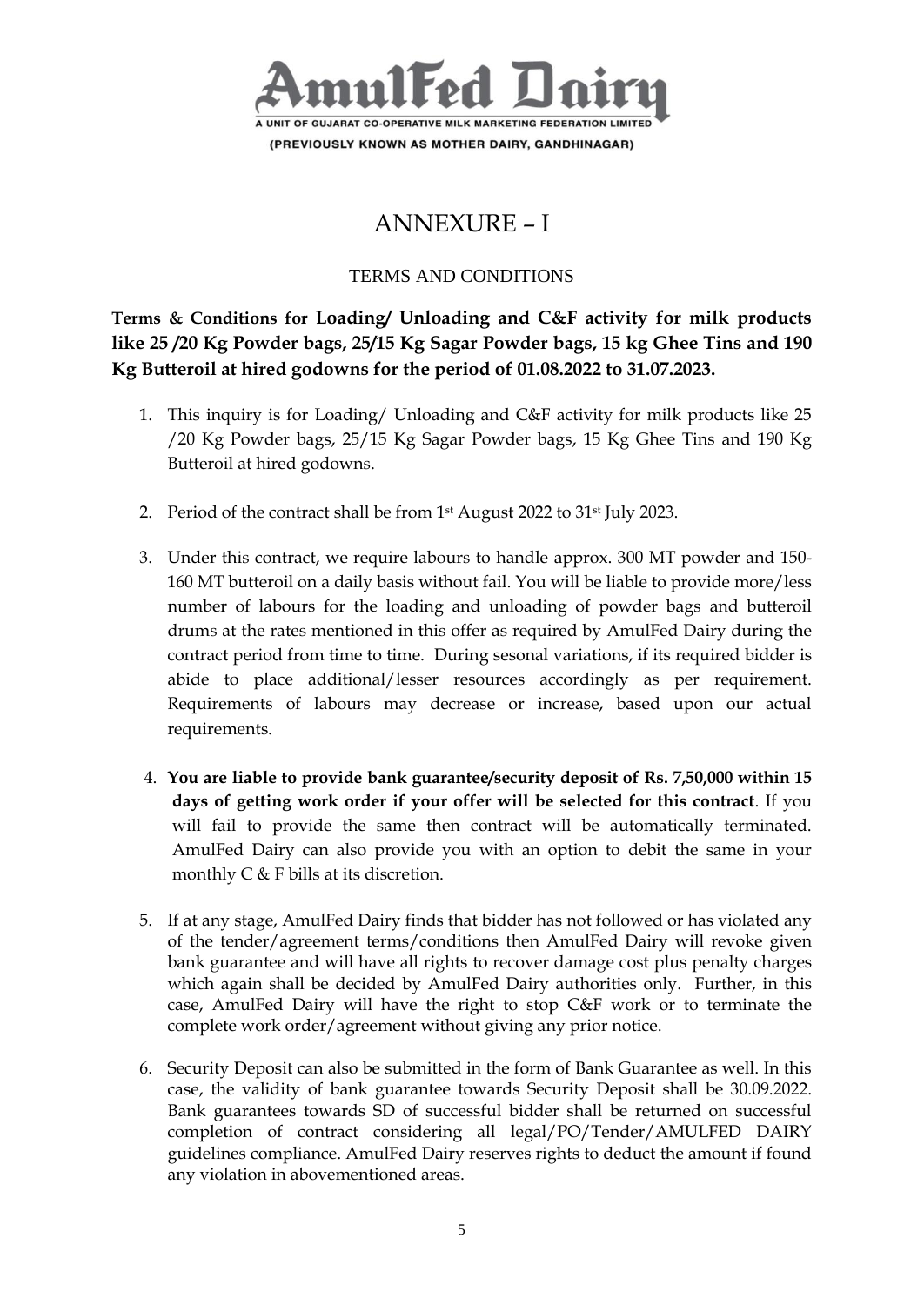AmulFed Dairy

A UNIT OF GUJARAT CO-OPERATIVE MILK MARKETING FEDERATION LIMITED

(PREVIOUSLY KNOWN AS MOTHER DAIRY, GANDHINAGAR)

# ANNEXURE – I

## TERMS AND CONDITIONS

**Terms & Conditions for Loading/ Unloading and C&F activity for milk products like 25 /20 Kg Powder bags, 25/15 Kg Sagar Powder bags, 15 kg Ghee Tins and 190 Kg Butteroil at hired godowns for the period of 01.08.2022 to 31.07.2023.**

1. This inquiry is for Loading/ Unloading and C&F activity for milk products like 25 /20 Kg Powder bags, 25/15 Kg Sagar Powder bags, 15 Kg Ghee Tins and 190 Kg Butteroil at hired godowns.

2. Period of the contract shall be from 1st August 2022 to 31st July 2023.

3. Under this contract, we require labours to handle approx. 300 MT powder and 150-160 MT butteroil on a daily basis without fail. You will be liable to provide more/less number of labours for the loading and unloading of powder bags and butteroil drums at the rates mentioned in this offer as required by AmulFed Dairy during the contract period from time to time. During sesonal variations, if its required bidder is abide to place additional/lesser resources accordingly as per requirement. Requirements of labours may decrease or increase, based upon our actual requirements.

4. **You are liable to provide bank guarantee/security deposit of Rs. 7,50,000 within 15 days of getting work order if your offer will be selected for this contract**. If you will fail to provide the same then contract will be automatically terminated. AmulFed Dairy can also provide you with an option to debit the same in your monthly C & F bills at its discretion.

5. If at any stage, AmulFed Dairy finds that bidder has not followed or has violated any of the tender/agreement terms/conditions then AmulFed Dairy will revoke given bank guarantee and will have all rights to recover damage cost plus penalty charges which again shall be decided by AmulFed Dairy authorities only. Further, in this case, AmulFed Dairy will have the right to stop C&F work or to terminate the complete work order/agreement without giving any prior notice.

6. Security Deposit can also be submitted in the form of Bank Guarantee as well. In this case, the validity of bank guarantee towards Security Deposit shall be 30.09.2022. Bank guarantees towards SD of successful bidder shall be returned on successful completion of contract considering all legal/PO/Tender/AMULFED DAIRY guidelines compliance. AmulFed Dairy reserves rights to deduct the amount if found any violation in abovementioned areas.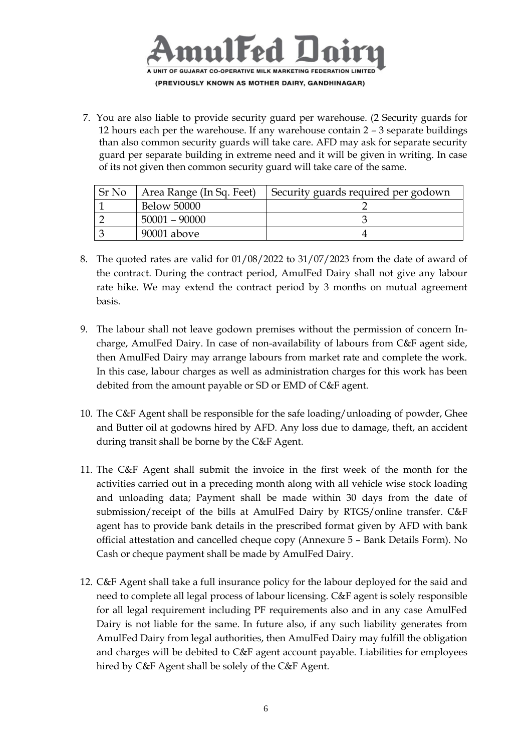7. You are also liable to provide security guard per warehouse. (2 Security guards for 12 hours each per the warehouse. If any warehouse contain 2 – 3 separate buildings than also common security guards will take care. AFD may ask for separate security guard per separate building in extreme need and it will be given in writing. In case of its not given then common security guard will take care of the same.

| Sr No | Area Range (In Sq. Feet) | Security guards required per godown |
| --- | --- | --- |
| 1 | Below 50000 | 2 |
| 2 | 50001 – 90000 | 3 |
| 3 | 90001 above | 4 |

8. The quoted rates are valid for 01/08/2022 to 31/07/2023 from the date of award of the contract. During the contract period, AmulFed Dairy shall not give any labour rate hike. We may extend the contract period by 3 months on mutual agreement basis.

9. The labour shall not leave godown premises without the permission of concern In-charge, AmulFed Dairy. In case of non-availability of labours from C&F agent side, then AmulFed Dairy may arrange labours from market rate and complete the work. In this case, labour charges as well as administration charges for this work has been debited from the amount payable or SD or EMD of C&F agent.

10. The C&F Agent shall be responsible for the safe loading/unloading of powder, Ghee and Butter oil at godowns hired by AFD. Any loss due to damage, theft, an accident during transit shall be borne by the C&F Agent.

11. The C&F Agent shall submit the invoice in the first week of the month for the activities carried out in a preceding month along with all vehicle wise stock loading and unloading data; Payment shall be made within 30 days from the date of submission/receipt of the bills at AmulFed Dairy by RTGS/online transfer. C&F agent has to provide bank details in the prescribed format given by AFD with bank official attestation and cancelled cheque copy (Annexure 5 – Bank Details Form). No Cash or cheque payment shall be made by AmulFed Dairy.

12. C&F Agent shall take a full insurance policy for the labour deployed for the said and need to complete all legal process of labour licensing. C&F agent is solely responsible for all legal requirement including PF requirements also and in any case AmulFed Dairy is not liable for the same. In future also, if any such liability generates from AmulFed Dairy from legal authorities, then AmulFed Dairy may fulfill the obligation and charges will be debited to C&F agent account payable. Liabilities for employees hired by C&F Agent shall be solely of the C&F Agent.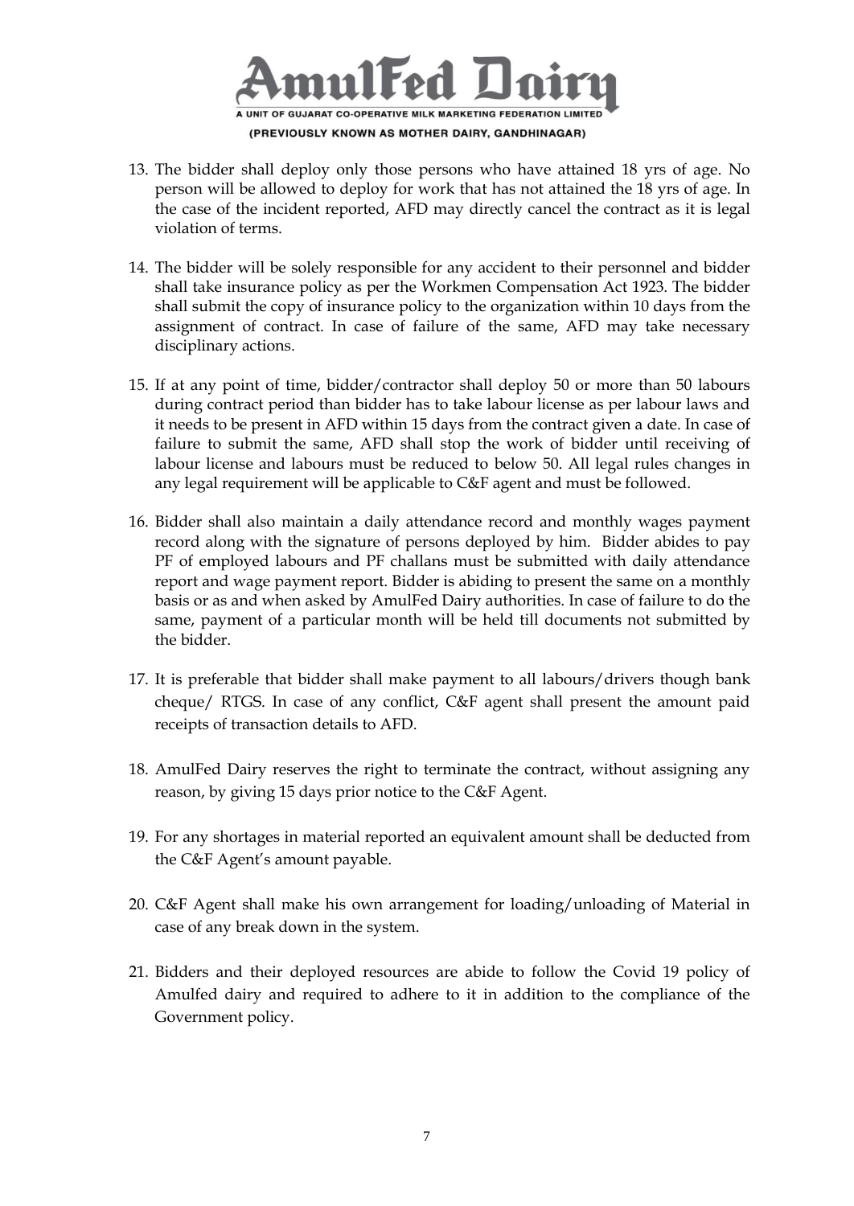13. The bidder shall deploy only those persons who have attained 18 yrs of age. No person will be allowed to deploy for work that has not attained the 18 yrs of age. In the case of the incident reported, AFD may directly cancel the contract as it is legal violation of terms.

14. The bidder will be solely responsible for any accident to their personnel and bidder shall take insurance policy as per the Workmen Compensation Act 1923. The bidder shall submit the copy of insurance policy to the organization within 10 days from the assignment of contract. In case of failure of the same, AFD may take necessary disciplinary actions.

15. If at any point of time, bidder/contractor shall deploy 50 or more than 50 labours during contract period than bidder has to take labour license as per labour laws and it needs to be present in AFD within 15 days from the contract given a date. In case of failure to submit the same, AFD shall stop the work of bidder until receiving of labour license and labours must be reduced to below 50. All legal rules changes in any legal requirement will be applicable to C&F agent and must be followed.

16. Bidder shall also maintain a daily attendance record and monthly wages payment record along with the signature of persons deployed by him. Bidder abides to pay PF of employed labours and PF challans must be submitted with daily attendance report and wage payment report. Bidder is abiding to present the same on a monthly basis or as and when asked by AmulFed Dairy authorities. In case of failure to do the same, payment of a particular month will be held till documents not submitted by the bidder.

17. It is preferable that bidder shall make payment to all labours/drivers though bank cheque/ RTGS. In case of any conflict, C&F agent shall present the amount paid receipts of transaction details to AFD.

18. AmulFed Dairy reserves the right to terminate the contract, without assigning any reason, by giving 15 days prior notice to the C&F Agent.

19. For any shortages in material reported an equivalent amount shall be deducted from the C&F Agent's amount payable.

20. C&F Agent shall make his own arrangement for loading/unloading of Material in case of any break down in the system.

21. Bidders and their deployed resources are abide to follow the Covid 19 policy of Amulfed dairy and required to adhere to it in addition to the compliance of the Government policy.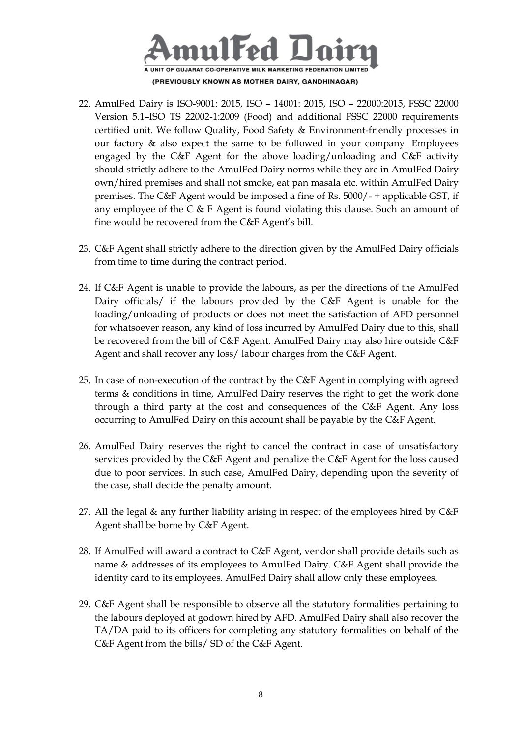22. AmulFed Dairy is ISO-9001: 2015, ISO – 14001: 2015, ISO – 22000:2015, FSSC 22000 Version 5.1–ISO TS 22002-1:2009 (Food) and additional FSSC 22000 requirements certified unit. We follow Quality, Food Safety & Environment-friendly processes in our factory & also expect the same to be followed in your company. Employees engaged by the C&F Agent for the above loading/unloading and C&F activity should strictly adhere to the AmulFed Dairy norms while they are in AmulFed Dairy own/hired premises and shall not smoke, eat pan masala etc. within AmulFed Dairy premises. The C&F Agent would be imposed a fine of Rs. 5000/- + applicable GST, if any employee of the C & F Agent is found violating this clause. Such an amount of fine would be recovered from the C&F Agent's bill.

23. C&F Agent shall strictly adhere to the direction given by the AmulFed Dairy officials from time to time during the contract period.

24. If C&F Agent is unable to provide the labours, as per the directions of the AmulFed Dairy officials/ if the labours provided by the C&F Agent is unable for the loading/unloading of products or does not meet the satisfaction of AFD personnel for whatsoever reason, any kind of loss incurred by AmulFed Dairy due to this, shall be recovered from the bill of C&F Agent. AmulFed Dairy may also hire outside C&F Agent and shall recover any loss/ labour charges from the C&F Agent.

25. In case of non-execution of the contract by the C&F Agent in complying with agreed terms & conditions in time, AmulFed Dairy reserves the right to get the work done through a third party at the cost and consequences of the C&F Agent. Any loss occurring to AmulFed Dairy on this account shall be payable by the C&F Agent.

26. AmulFed Dairy reserves the right to cancel the contract in case of unsatisfactory services provided by the C&F Agent and penalize the C&F Agent for the loss caused due to poor services. In such case, AmulFed Dairy, depending upon the severity of the case, shall decide the penalty amount.

27. All the legal & any further liability arising in respect of the employees hired by C&F Agent shall be borne by C&F Agent.

28. If AmulFed will award a contract to C&F Agent, vendor shall provide details such as name & addresses of its employees to AmulFed Dairy. C&F Agent shall provide the identity card to its employees. AmulFed Dairy shall allow only these employees.

29. C&F Agent shall be responsible to observe all the statutory formalities pertaining to the labours deployed at godown hired by AFD. AmulFed Dairy shall also recover the TA/DA paid to its officers for completing any statutory formalities on behalf of the C&F Agent from the bills/ SD of the C&F Agent.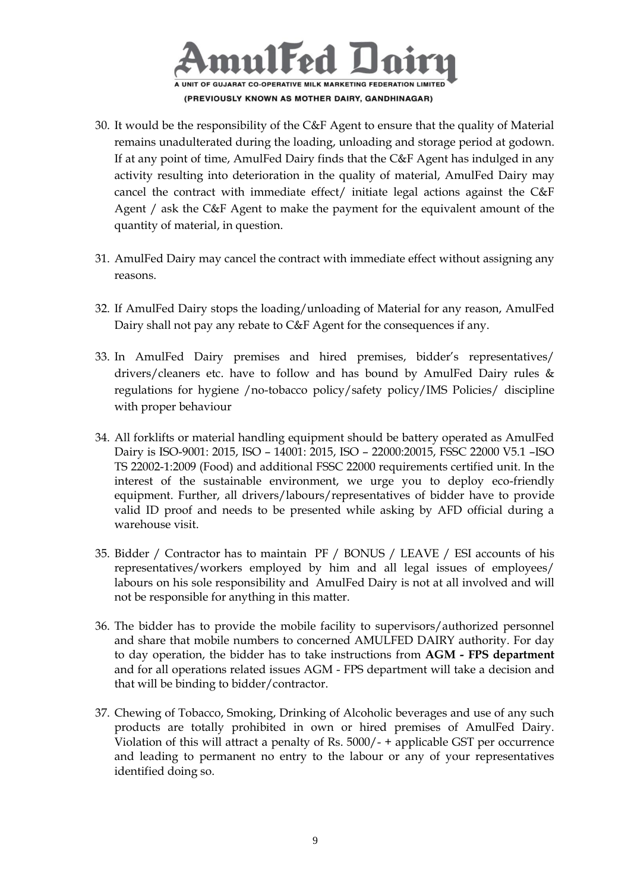30. It would be the responsibility of the C&F Agent to ensure that the quality of Material remains unadulterated during the loading, unloading and storage period at godown. If at any point of time, AmulFed Dairy finds that the C&F Agent has indulged in any activity resulting into deterioration in the quality of material, AmulFed Dairy may cancel the contract with immediate effect/ initiate legal actions against the C&F Agent / ask the C&F Agent to make the payment for the equivalent amount of the quantity of material, in question.

31. AmulFed Dairy may cancel the contract with immediate effect without assigning any reasons.

32. If AmulFed Dairy stops the loading/unloading of Material for any reason, AmulFed Dairy shall not pay any rebate to C&F Agent for the consequences if any.

33. In AmulFed Dairy premises and hired premises, bidder's representatives/ drivers/cleaners etc. have to follow and has bound by AmulFed Dairy rules & regulations for hygiene /no-tobacco policy/safety policy/IMS Policies/ discipline with proper behaviour

34. All forklifts or material handling equipment should be battery operated as AmulFed Dairy is ISO-9001: 2015, ISO – 14001: 2015, ISO – 22000:20015, FSSC 22000 V5.1 –ISO TS 22002-1:2009 (Food) and additional FSSC 22000 requirements certified unit. In the interest of the sustainable environment, we urge you to deploy eco-friendly equipment. Further, all drivers/labours/representatives of bidder have to provide valid ID proof and needs to be presented while asking by AFD official during a warehouse visit.

35. Bidder / Contractor has to maintain PF / BONUS / LEAVE / ESI accounts of his representatives/workers employed by him and all legal issues of employees/ labours on his sole responsibility and AmulFed Dairy is not at all involved and will not be responsible for anything in this matter.

36. The bidder has to provide the mobile facility to supervisors/authorized personnel and share that mobile numbers to concerned AMULFED DAIRY authority. For day to day operation, the bidder has to take instructions from **AGM - FPS department** and for all operations related issues AGM - FPS department will take a decision and that will be binding to bidder/contractor.

37. Chewing of Tobacco, Smoking, Drinking of Alcoholic beverages and use of any such products are totally prohibited in own or hired premises of AmulFed Dairy. Violation of this will attract a penalty of Rs. 5000/- + applicable GST per occurrence and leading to permanent no entry to the labour or any of your representatives identified doing so.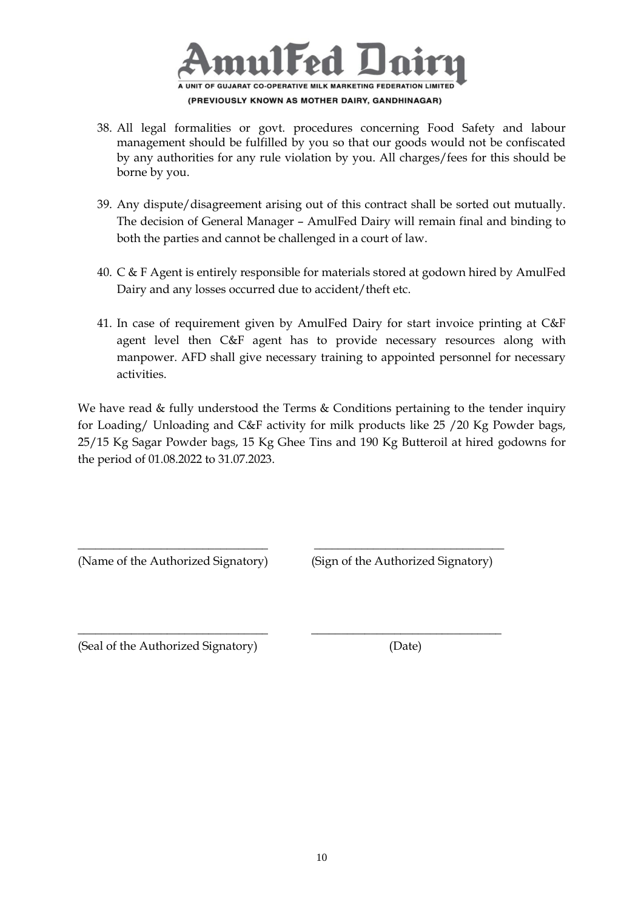38. All legal formalities or govt. procedures concerning Food Safety and labour management should be fulfilled by you so that our goods would not be confiscated by any authorities for any rule violation by you. All charges/fees for this should be borne by you.

39. Any dispute/disagreement arising out of this contract shall be sorted out mutually. The decision of General Manager – AmulFed Dairy will remain final and binding to both the parties and cannot be challenged in a court of law.

40. C & F Agent is entirely responsible for materials stored at godown hired by AmulFed Dairy and any losses occurred due to accident/theft etc.

41. In case of requirement given by AmulFed Dairy for start invoice printing at C&F agent level then C&F agent has to provide necessary resources along with manpower. AFD shall give necessary training to appointed personnel for necessary activities.

We have read & fully understood the Terms & Conditions pertaining to the tender inquiry for Loading/ Unloading and C&F activity for milk products like 25 /20 Kg Powder bags, 25/15 Kg Sagar Powder bags, 15 Kg Ghee Tins and 190 Kg Butteroil at hired godowns for the period of 01.08.2022 to 31.07.2023.

\_\_\_\_\_\_\_\_\_\_\_\_\_\_\_\_\_\_\_\_\_\_\_\_\_\_\_\_\_\_ \_\_\_\_\_\_\_\_\_\_\_\_\_\_\_\_\_\_\_\_\_\_\_\_\_\_\_\_\_\_

(Name of the Authorized Signatory) (Sign of the Authorized Signatory)

\_\_\_\_\_\_\_\_\_\_\_\_\_\_\_\_\_\_\_\_\_\_\_\_\_\_\_\_\_\_ \_\_\_\_\_\_\_\_\_\_\_\_\_\_\_\_\_\_\_\_\_\_\_\_\_\_\_\_\_\_

(Seal of the Authorized Signatory) (Date)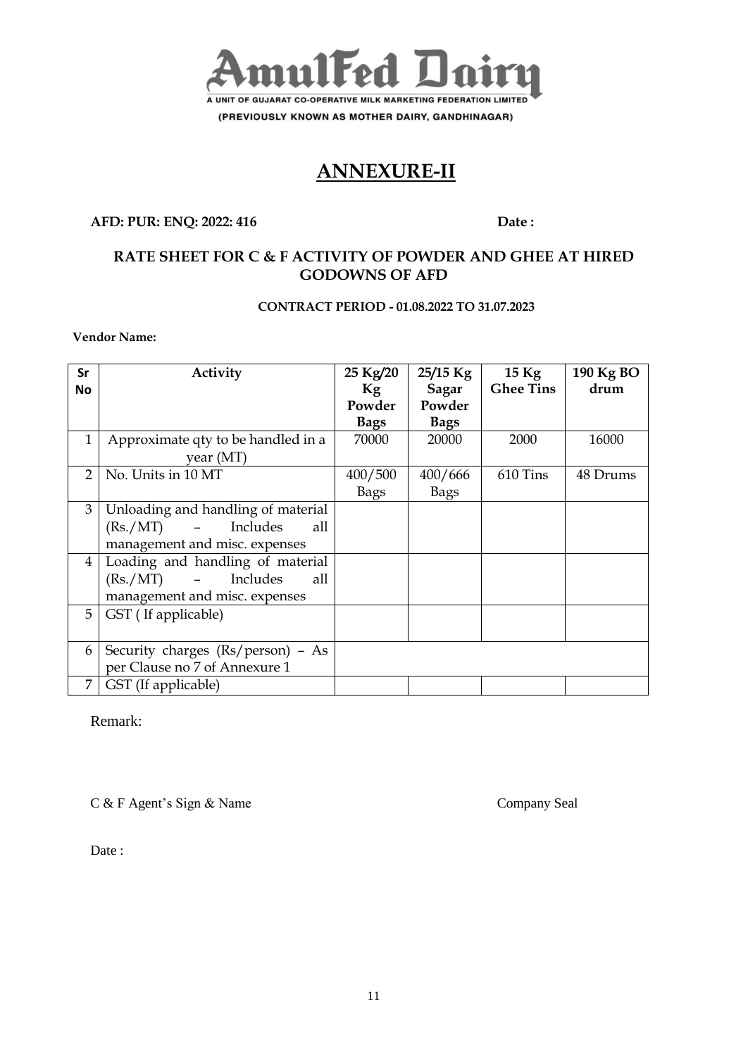AmulFed Dairy

A UNIT OF GUJARAT CO-OPERATIVE MILK MARKETING FEDERATION LIMITED

(PREVIOUSLY KNOWN AS MOTHER DAIRY, GANDHINAGAR)

# ANNEXURE-II

**AFD: PUR: ENQ: 2022: 416** **Date :**

## RATE SHEET FOR C & F ACTIVITY OF POWDER AND GHEE AT HIRED GODOWNS OF AFD

**CONTRACT PERIOD - 01.08.2022 TO 31.07.2023**

**Vendor Name:**

| Sr No | Activity | 25 Kg/20 Kg Powder Bags | 25/15 Kg Sagar Powder Bags | 15 Kg Ghee Tins | 190 Kg BO drum |
|---|---|---|---|---|---|
| 1 | Approximate qty to be handled in a year (MT) | 70000 | 20000 | 2000 | 16000 |
| 2 | No. Units in 10 MT | 400/500 Bags | 400/666 Bags | 610 Tins | 48 Drums |
| 3 | Unloading and handling of material (Rs./MT) – Includes all management and misc. expenses | | | | |
| 4 | Loading and handling of material (Rs./MT) – Includes all management and misc. expenses | | | | |
| 5 | GST ( If applicable) | | | | |
| 6 | Security charges (Rs/person) – As per Clause no 7 of Annexure 1 | | | | |
| 7 | GST (If applicable) | | | | |

Remark:

C & F Agent's Sign & Name Company Seal

Date :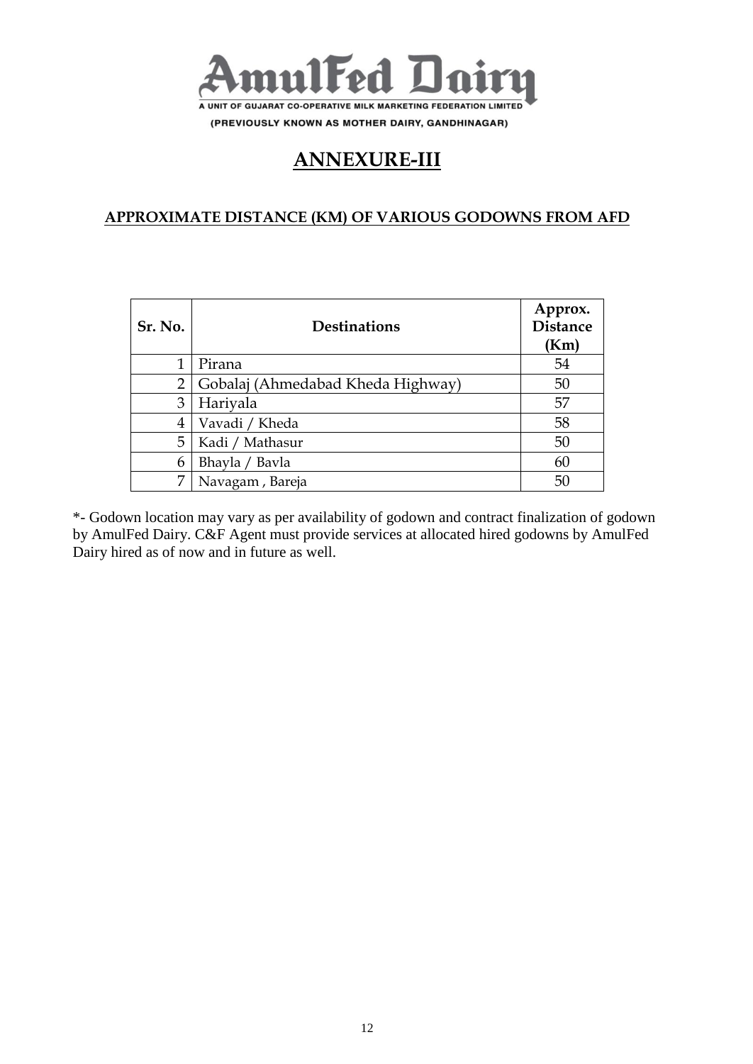AmulFed Dairy

A UNIT OF GUJARAT CO-OPERATIVE MILK MARKETING FEDERATION LIMITED

(PREVIOUSLY KNOWN AS MOTHER DAIRY, GANDHINAGAR)

# ANNEXURE-III

## APPROXIMATE DISTANCE (KM) OF VARIOUS GODOWNS FROM AFD

| Sr. No. | Destinations | Approx. Distance (Km) |
|---|---|---|
| 1 | Pirana | 54 |
| 2 | Gobalaj (Ahmedabad Kheda Highway) | 50 |
| 3 | Hariyala | 57 |
| 4 | Vavadi / Kheda | 58 |
| 5 | Kadi / Mathasur | 50 |
| 6 | Bhayla / Bavla | 60 |
| 7 | Navagam , Bareja | 50 |

*- Godown location may vary as per availability of godown and contract finalization of godown by AmulFed Dairy. C&F Agent must provide services at allocated hired godowns by AmulFed Dairy hired as of now and in future as well.